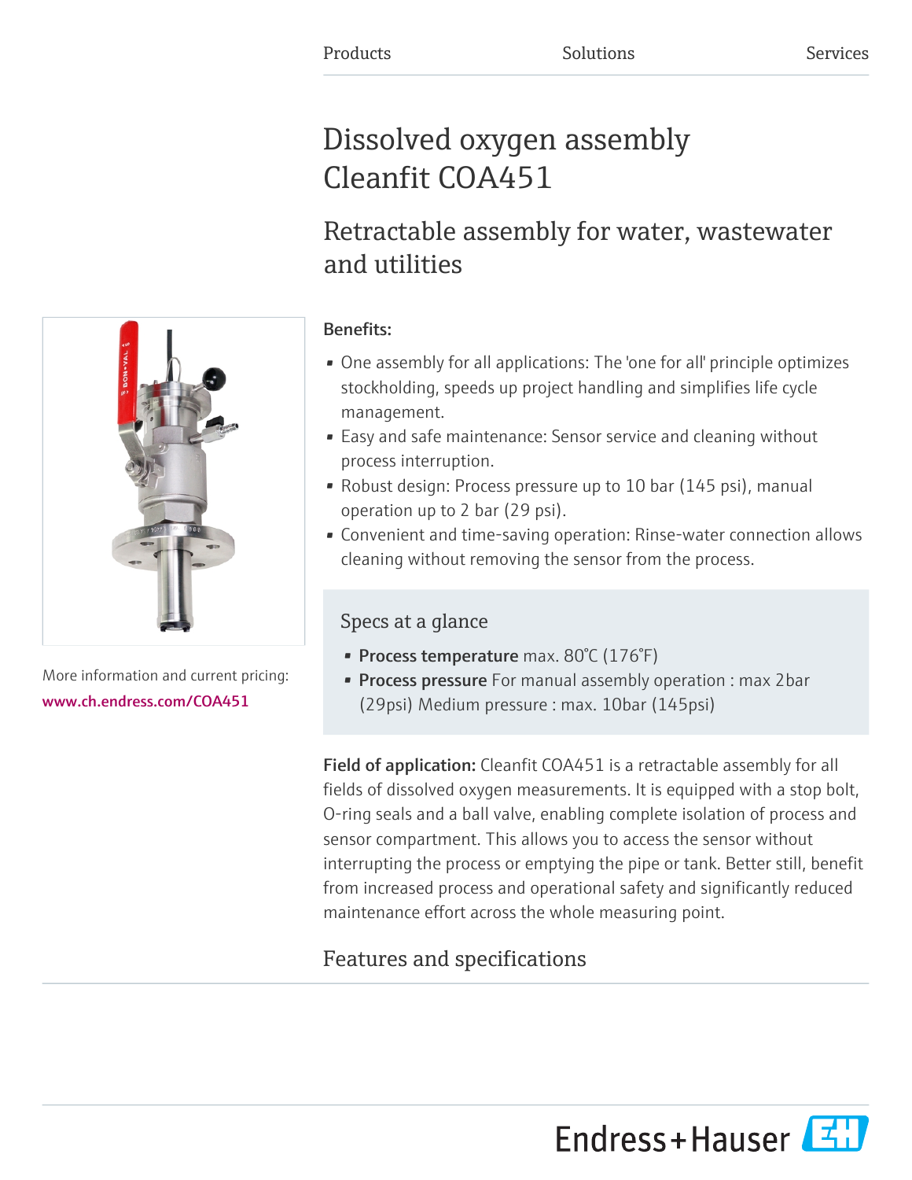Products Solutions Services

# Dissolved oxygen assembly Cleanfit COA451

## Retractable assembly for water, wastewater and utilities

More information and current pricing:
www.ch.endress.com/COA451

**Benefits:**

- One assembly for all applications: The 'one for all' principle optimizes stockholding, speeds up project handling and simplifies life cycle management.
- Easy and safe maintenance: Sensor service and cleaning without process interruption.
- Robust design: Process pressure up to 10 bar (145 psi), manual operation up to 2 bar (29 psi).
- Convenient and time-saving operation: Rinse-water connection allows cleaning without removing the sensor from the process.

### Specs at a glance

- **Process temperature** max. 80°C (176°F)
- **Process pressure** For manual assembly operation : max 2bar (29psi) Medium pressure : max. 10bar (145psi)

**Field of application:** Cleanfit COA451 is a retractable assembly for all fields of dissolved oxygen measurements. It is equipped with a stop bolt, O-ring seals and a ball valve, enabling complete isolation of process and sensor compartment. This allows you to access the sensor without interrupting the process or emptying the pipe or tank. Better still, benefit from increased process and operational safety and significantly reduced maintenance effort across the whole measuring point.

## Features and specifications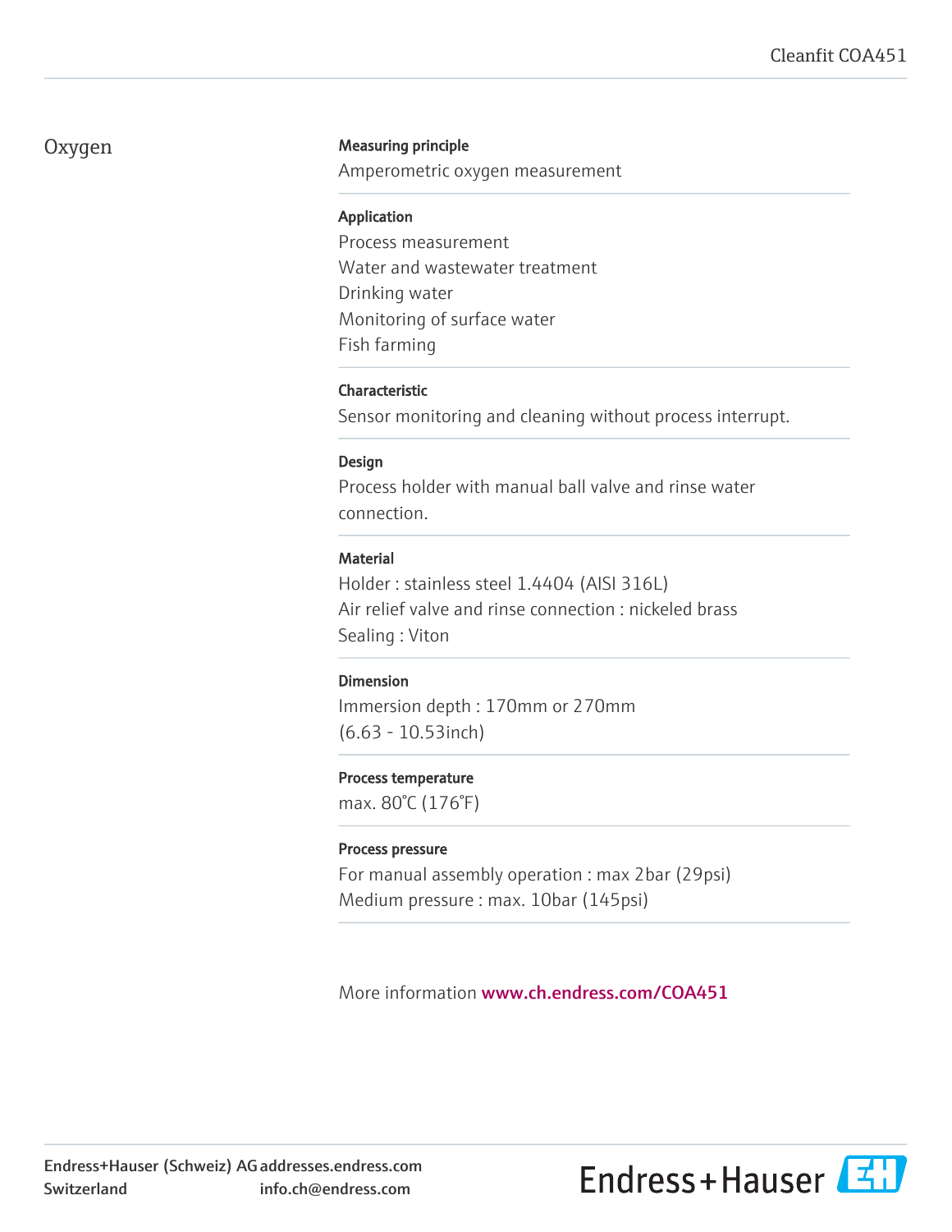## Oxygen

**Measuring principle**

Amperometric oxygen measurement

**Application**

Process measurement
Water and wastewater treatment
Drinking water
Monitoring of surface water
Fish farming

**Characteristic**

Sensor monitoring and cleaning without process interrupt.

**Design**

Process holder with manual ball valve and rinse water connection.

**Material**

Holder : stainless steel 1.4404 (AISI 316L)
Air relief valve and rinse connection : nickeled brass
Sealing : Viton

**Dimension**

Immersion depth : 170mm or 270mm
(6.63 - 10.53inch)

**Process temperature**

max. 80°C (176°F)

**Process pressure**

For manual assembly operation : max 2bar (29psi)
Medium pressure : max. 10bar (145psi)

More information www.ch.endress.com/COA451

Endress+Hauser (Schweiz) AG
Switzerland

addresses.endress.com
info.ch@endress.com